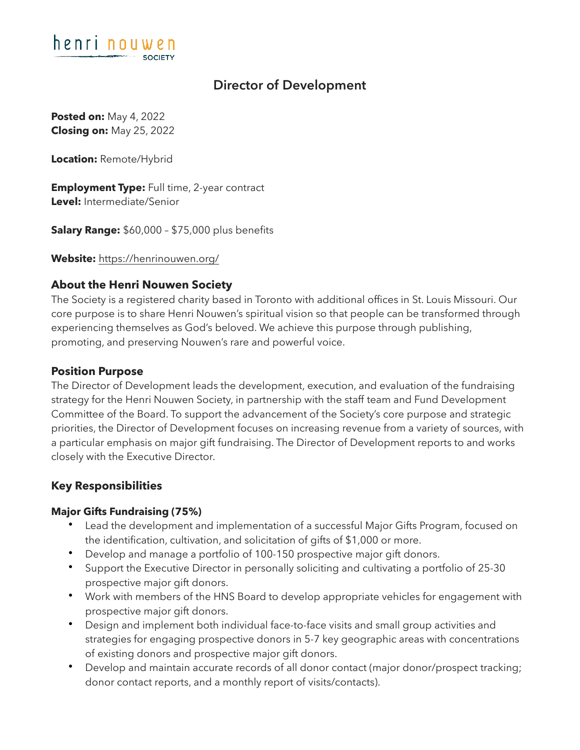henri nouwen SOCIETY

# Director of Development

**Posted on:** May 4, 2022
**Closing on:** May 25, 2022

**Location:** Remote/Hybrid

**Employment Type:** Full time, 2-year contract
**Level:** Intermediate/Senior

**Salary Range:** $60,000 – $75,000 plus benefits

**Website:** https://henrinouwen.org/

## About the Henri Nouwen Society

The Society is a registered charity based in Toronto with additional offices in St. Louis Missouri. Our core purpose is to share Henri Nouwen's spiritual vision so that people can be transformed through experiencing themselves as God's beloved. We achieve this purpose through publishing, promoting, and preserving Nouwen's rare and powerful voice.

## Position Purpose

The Director of Development leads the development, execution, and evaluation of the fundraising strategy for the Henri Nouwen Society, in partnership with the staff team and Fund Development Committee of the Board. To support the advancement of the Society's core purpose and strategic priorities, the Director of Development focuses on increasing revenue from a variety of sources, with a particular emphasis on major gift fundraising. The Director of Development reports to and works closely with the Executive Director.

## Key Responsibilities

### Major Gifts Fundraising (75%)

- Lead the development and implementation of a successful Major Gifts Program, focused on the identification, cultivation, and solicitation of gifts of $1,000 or more.
- Develop and manage a portfolio of 100-150 prospective major gift donors.
- Support the Executive Director in personally soliciting and cultivating a portfolio of 25-30 prospective major gift donors.
- Work with members of the HNS Board to develop appropriate vehicles for engagement with prospective major gift donors.
- Design and implement both individual face-to-face visits and small group activities and strategies for engaging prospective donors in 5-7 key geographic areas with concentrations of existing donors and prospective major gift donors.
- Develop and maintain accurate records of all donor contact (major donor/prospect tracking; donor contact reports, and a monthly report of visits/contacts).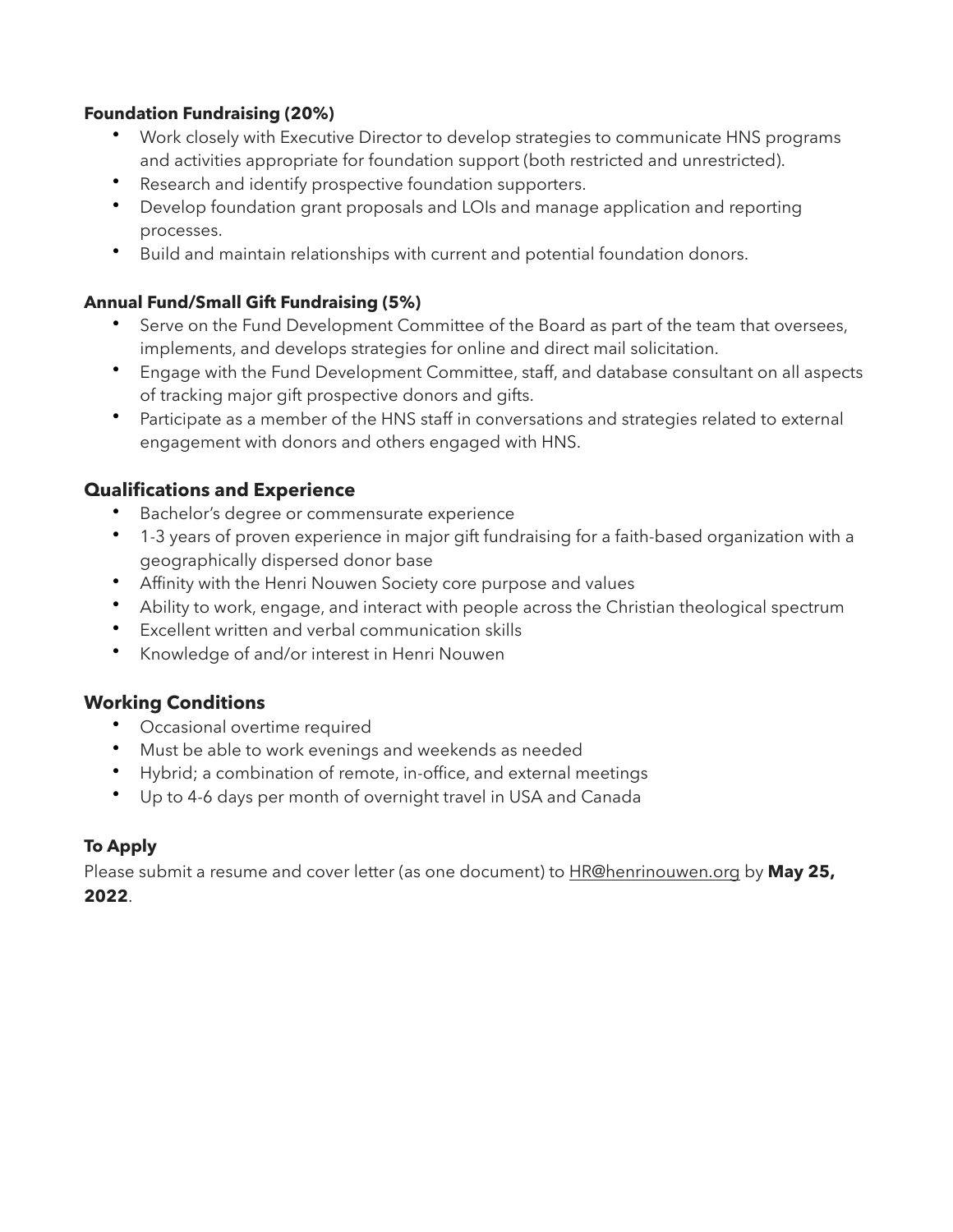**Foundation Fundraising (20%)**

- Work closely with Executive Director to develop strategies to communicate HNS programs and activities appropriate for foundation support (both restricted and unrestricted).
- Research and identify prospective foundation supporters.
- Develop foundation grant proposals and LOIs and manage application and reporting processes.
- Build and maintain relationships with current and potential foundation donors.

**Annual Fund/Small Gift Fundraising (5%)**

- Serve on the Fund Development Committee of the Board as part of the team that oversees, implements, and develops strategies for online and direct mail solicitation.
- Engage with the Fund Development Committee, staff, and database consultant on all aspects of tracking major gift prospective donors and gifts.
- Participate as a member of the HNS staff in conversations and strategies related to external engagement with donors and others engaged with HNS.

## Qualifications and Experience

- Bachelor's degree or commensurate experience
- 1-3 years of proven experience in major gift fundraising for a faith-based organization with a geographically dispersed donor base
- Affinity with the Henri Nouwen Society core purpose and values
- Ability to work, engage, and interact with people across the Christian theological spectrum
- Excellent written and verbal communication skills
- Knowledge of and/or interest in Henri Nouwen

## Working Conditions

- Occasional overtime required
- Must be able to work evenings and weekends as needed
- Hybrid; a combination of remote, in-office, and external meetings
- Up to 4-6 days per month of overnight travel in USA and Canada

**To Apply**

Please submit a resume and cover letter (as one document) to HR@henrinouwen.org by **May 25, 2022**.